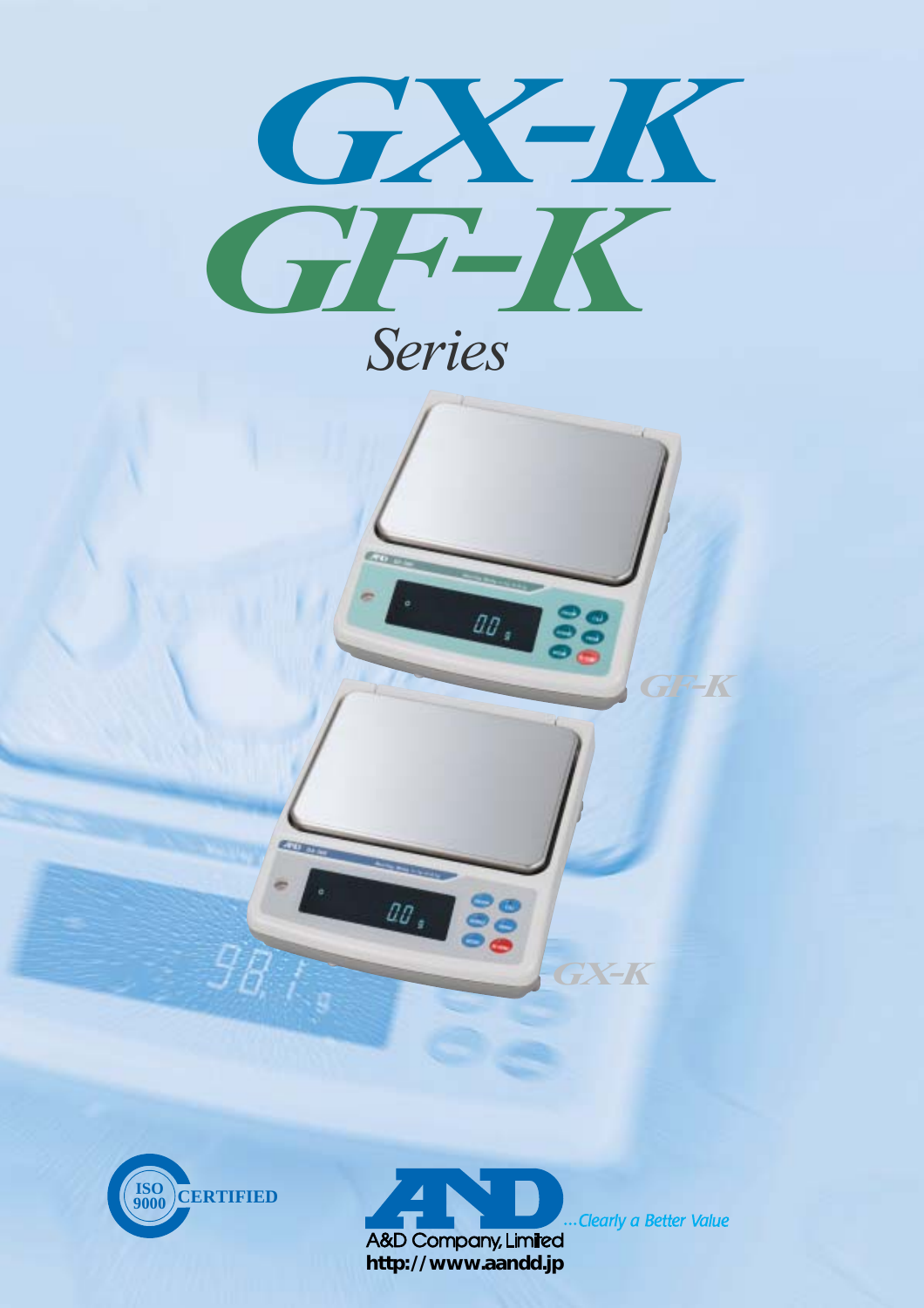# GX-K
# GF-K
## *Series*

GF-K

GX-K

ISO 9000 CERTIFIED

A&D Company, Limited

...Clearly a Better Value

http://www.aandd.jp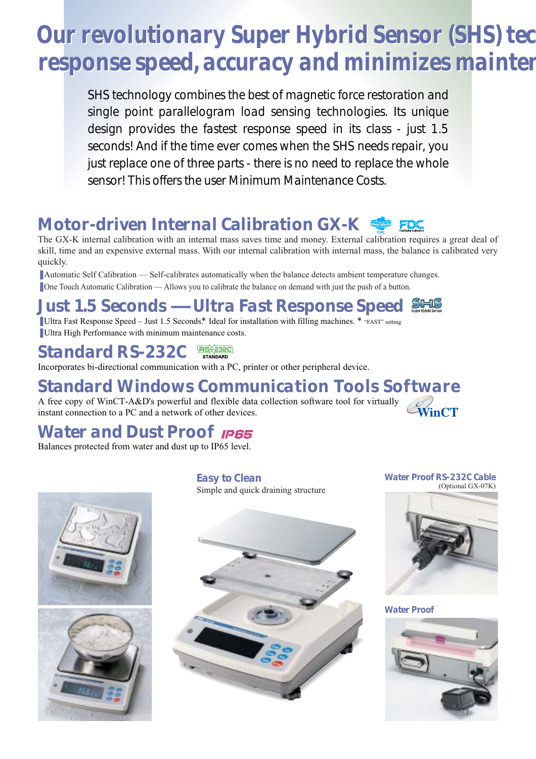# Our revolutionary Super Hybrid Sensor (SHS) tec response speed, accuracy and minimizes mainter

SHS technology combines the best of magnetic force restoration and single point parallelogram load sensing technologies. Its unique design provides the fastest response speed in its class - just 1.5 seconds! And if the time ever comes when the SHS needs repair, you just replace one of three parts - there is no need to replace the whole sensor! This offers the user Minimum Maintenance Costs.

## Motor-driven Internal Calibration GX-K

The GX-K internal calibration with an internal mass saves time and money. External calibration requires a great deal of skill, time and an expensive external mass. With our internal calibration with internal mass, the balance is calibrated very quickly.

- Automatic Self Calibration — Self-calibrates automatically when the balance detects ambient temperature changes.
- One Touch Automatic Calibration — Allows you to calibrate the balance on demand with just the push of a button.

## Just 1.5 Seconds — Ultra Fast Response Speed

- Ultra Fast Response Speed – Just 1.5 Seconds* Ideal for installation with filling machines. * "FAST" setting
- Ultra High Performance with minimum maintenance costs.

## Standard RS-232C

Incorporates bi-directional communication with a PC, printer or other peripheral device.

## Standard Windows Communication Tools Software

A free copy of WinCT-A&D's powerful and flexible data collection software tool for virtually instant connection to a PC and a network of other devices.

## Water and Dust Proof IP65

Balances protected from water and dust up to IP65 level.

### Easy to Clean

Simple and quick draining structure

### Water Proof RS-232C Cable

(Optional GX-07K)

### Water Proof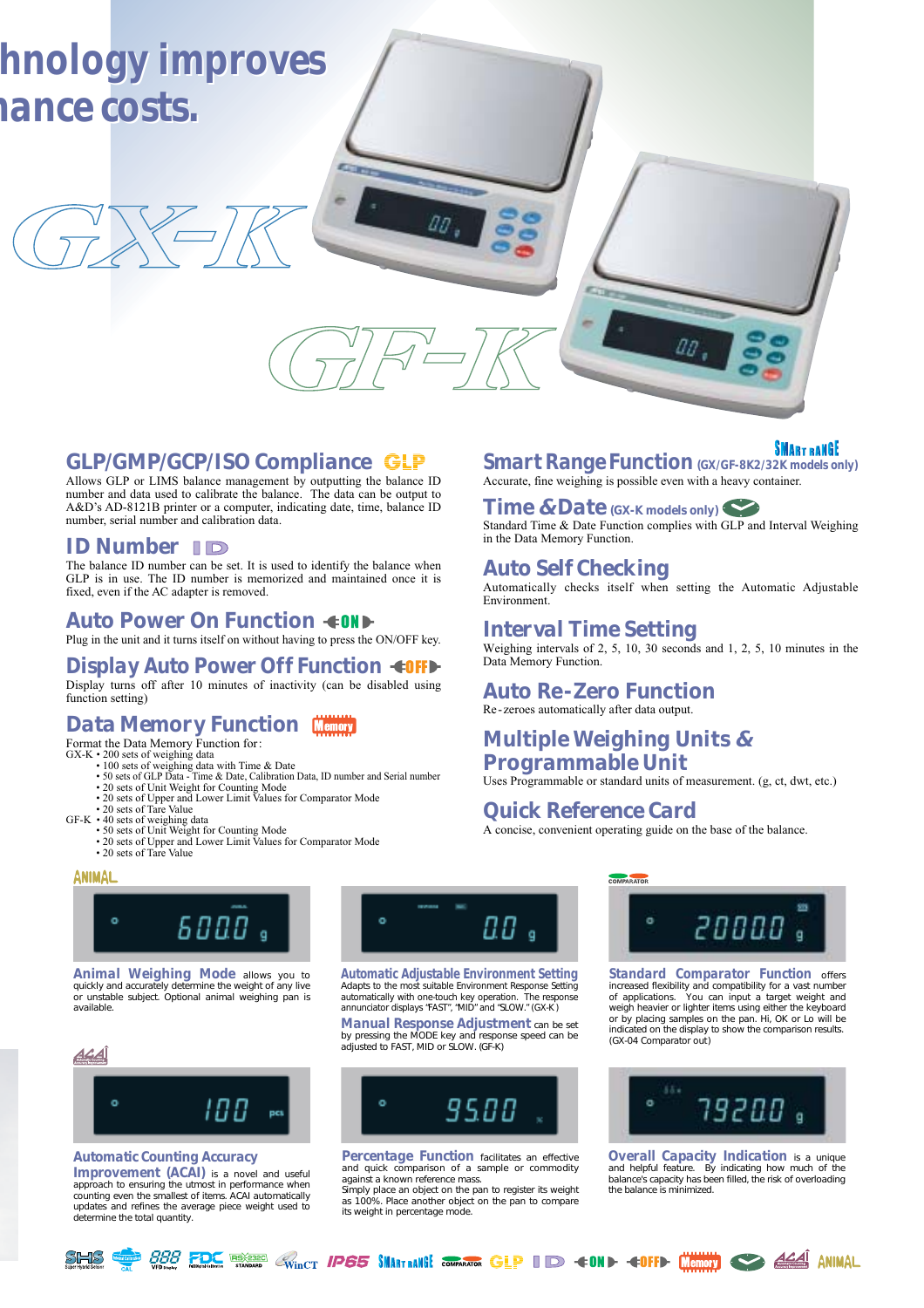# hnology improves ...ance costs.

GX-K

GF-K

## GLP/GMP/GCP/ISO Compliance

Allows GLP or LIMS balance management by outputting the balance ID number and data used to calibrate the balance. The data can be output to A&D's AD-8121B printer or a computer, indicating date, time, balance ID number, serial number and calibration data.

## ID Number

The balance ID number can be set. It is used to identify the balance when GLP is in use. The ID number is memorized and maintained once it is fixed, even if the AC adapter is removed.

## Auto Power On Function

Plug in the unit and it turns itself on without having to press the ON/OFF key.

## Display Auto Power Off Function

Display turns off after 10 minutes of inactivity (can be disabled using function setting)

## Data Memory Function

Format the Data Memory Function for:

GX-K
- 200 sets of weighing data
- 100 sets of weighing data with Time & Date
- 50 sets of GLP Data - Time & Date, Calibration Data, ID number and Serial number
- 20 sets of Unit Weight for Counting Mode
- 20 sets of Upper and Lower Limit Values for Comparator Mode
- 20 sets of Tare Value

GF-K
- 40 sets of weighing data
- 50 sets of Unit Weight for Counting Mode
- 20 sets of Upper and Lower Limit Values for Comparator Mode
- 20 sets of Tare Value

## Smart Range Function (GX/GF-8K2/32K models only)

Accurate, fine weighing is possible even with a heavy container.

## Time & Date (GX-K models only)

Standard Time & Date Function complies with GLP and Interval Weighing in the Data Memory Function.

## Auto Self Checking

Automatically checks itself when setting the Automatic Adjustable Environment.

## Interval Time Setting

Weighing intervals of 2, 5, 10, 30 seconds and 1, 2, 5, 10 minutes in the Data Memory Function.

## Auto Re-Zero Function

Re-zeroes automatically after data output.

## Multiple Weighing Units & Programmable Unit

Uses Programmable or standard units of measurement. (g, ct, dwt, etc.)

## Quick Reference Card

A concise, convenient operating guide on the base of the balance.

**Animal Weighing Mode** allows you to quickly and accurately determine the weight of any live or unstable subject. Optional animal weighing pan is available.

**Automatic Adjustable Environment Setting** Adapts to the most suitable Environment Response Setting automatically with one-touch key operation. The response annunciator displays "FAST", "MID" and "SLOW." (GX-K)

**Manual Response Adjustment** can be set by pressing the MODE key and response speed can be adjusted to FAST, MID or SLOW. (GF-K)

**Standard Comparator Function** offers increased flexibility and compatibility for a vast number of applications. You can input a target weight and weigh heavier or lighter items using either the keyboard or by placing samples on the pan. Hi, OK or Lo will be indicated on the display to show the comparison results. (GX-04 Comparator out)

**Automatic Counting Accuracy Improvement (ACAI)** is a novel and useful approach to ensuring the utmost in performance when counting even the smallest of items. ACAI automatically updates and refines the average piece weight used to determine the total quantity.

**Percentage Function** facilitates an effective and quick comparison of a sample or commodity against a known reference mass. Simply place an object on the pan to register its weight as 100%. Place another object on the pan to compare its weight in percentage mode.

**Overall Capacity Indication** is a unique and helpful feature. By indicating how much of the balance's capacity has been filled, the risk of overloading the balance is minimized.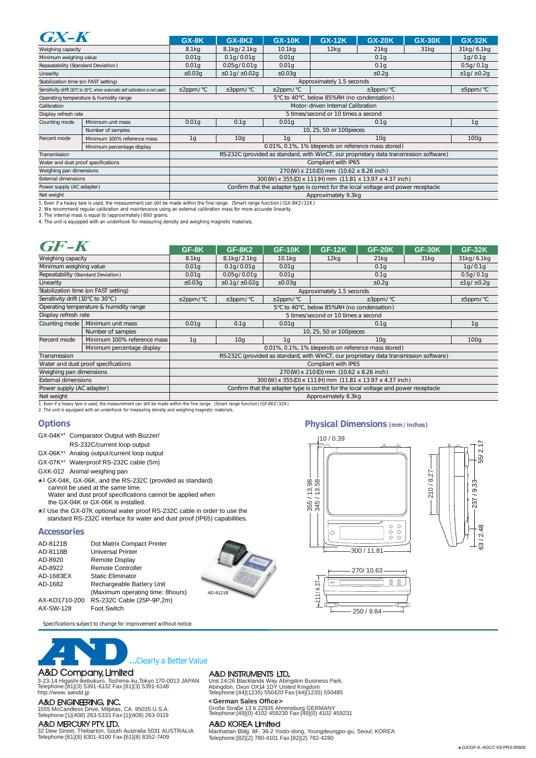# GX-K

| | | GX-8K | GX-8K2 | GX-10K | GX-12K | GX-20K | GX-30K | GX-32K |
|---|---|---|---|---|---|---|---|---|
| Weighing capacity | | 8.1kg | 8.1kg/2.1kg | 10.1kg | 12kg | 21kg | 31kg | 31kg/6.1kg |
| Minimum weighing value | | 0.01g | 0.1g/0.01g | 0.01g | 0.1g | | | 1g/0.1g |
| Repeatability (Standard Deviation) | | 0.01g | 0.05g/0.01g | 0.01g | 0.1g | | | 0.5g/0.1g |
| Linearity | | ±0.03g | ±0.1g/±0.02g | ±0.03g | ±0.2g | | | ±1g/±0.2g |
| Stabilization time (on FAST setting) | | Approximately 1.5 seconds | | | | | | |
| Sensitivity drift (10°C to 30°C, when automatic self calibration is not used) | | ±2ppm/°C | ±3ppm/°C | ±2ppm/°C | ±3ppm/°C | | | ±5ppm/°C |
| Operating temperature & humidity range | | 5°C to 40°C, below 85%RH (no condensation) | | | | | | |
| Calibration | | Motor-driven Internal Calibration | | | | | | |
| Display refresh rate | | 5 times/second or 10 times a second | | | | | | |
| Counting mode | Minimum unit mass | 0.01g | 0.1g | 0.01g | 0.1g | | | 1g |
| | Number of samples | 10, 25, 50 or 100pieces | | | | | | |
| Percent mode | Minimum 100% reference mass | 1g | 10g | 1g | 10g | | | 100g |
| | Minimum percentage display | 0.01%, 0.1%, 1% (depends on reference mass stored) | | | | | | |
| Transmission | | RS-232C (provided as standard, with WinCT, our proprietary data transmission software) | | | | | | |
| Water and dust proof specifications | | Compliant with IP65 | | | | | | |
| Weighing pan dimensions | | 270(W) x 210(D) mm (10.62 x 8.26 inch) | | | | | | |
| External dimensions | | 300(W) x 355(D) x 111(H) mm (11.81 x 13.97 x 4.37 inch) | | | | | | |
| Power supply (AC adapter) | | Confirm that the adapter type is correct for the local voltage and power receptacle | | | | | | |
| Net weight | | Approximately 9.3kg | | | | | | |

1. Even if a heavy tare is used, the measurement can still be made within the fine range. (Smart range function) (GX-8K2/32K)
2. We recommend regular calibration and maintenance using an external calibration mass for more accurate linearity.
3. The internal mass is equal to (approximately) 860 grams.
4. The unit is equipped with an underhook for measuring density and weighing magnetic materials.

# GF-K

| | | GF-8K | GF-8K2 | GF-10K | GF-12K | GF-20K | GF-30K | GF-32K |
|---|---|---|---|---|---|---|---|---|
| Weighing capacity | | 8.1kg | 8.1kg/2.1kg | 10.1kg | 12kg | 21kg | 31kg | 31kg/6.1kg |
| Minimum weighing value | | 0.01g | 0.1g/0.01g | 0.01g | 0.1g | | | 1g/0.1g |
| Repeatability (Standard Deviation) | | 0.01g | 0.05g/0.01g | 0.01g | 0.1g | | | 0.5g/0.1g |
| Linearity | | ±0.03g | ±0.1g/±0.02g | ±0.03g | ±0.2g | | | ±1g/±0.2g |
| Stabilization time (on FAST setting) | | Approximately 1.5 seconds | | | | | | |
| Sensitivity drift (10°C to 30°C) | | ±2ppm/°C | ±3ppm/°C | ±2ppm/°C | ±3ppm/°C | | | ±5ppm/°C |
| Operating temperature & humidity range | | 5°C to 40°C, below 85%RH (no condensation) | | | | | | |
| Display refresh rate | | 5 times/second or 10 times a second | | | | | | |
| Counting mode | Minimum unit mass | 0.01g | 0.1g | 0.01g | 0.1g | | | 1g |
| | Number of samples | 10, 25, 50 or 100pieces | | | | | | |
| Percent mode | Minimum 100% reference mass | 1g | 10g | 1g | 10g | | | 100g |
| | Minimum percentage display | 0.01%, 0.1%, 1% (depends on reference mass stored) | | | | | | |
| Transmission | | RS-232C (provided as standard, with WinCT, our proprietary data transmission software) | | | | | | |
| Water and dust proof specifications | | Compliant with IP65 | | | | | | |
| Weighing pan dimensions | | 270(W) x 210(D) mm (10.62 x 8.26 inch) | | | | | | |
| External dimensions | | 300(W) x 355(D) x 111(H) mm (11.81 x 13.97 x 4.37 inch) | | | | | | |
| Power supply (AC adapter) | | Confirm that the adapter type is correct for the local voltage and power receptacle | | | | | | |
| Net weight | | Approximately 8.3kg | | | | | | |

1. Even if a heavy tare is used, the measurement can still be made within the fine range. (Smart range function) (GF-8K2/32K)
2. The unit is equipped with an underhook for measuring density and weighing magnetic materials.

## Options

- GX-04K*1 Comparator Output with Buzzer/RS-232C/current loop output
- GX-06K*1 Analog output/current loop output
- GX-07K*2 Waterproof RS-232C cable (5m)
- GXK-012 Animal weighing pan

*1 GX-04K, GX-06K, and the RS-232C (provided as standard) cannot be used at the same time. Water and dust proof specifications cannot be applied when the GX-04K or GX-06K is installed.

*2 Use the GX-07K optional water proof RS-232C cable in order to use the standard RS-232C interface for water and dust proof (IP65) capabilities.

## Accessories

| | |
|---|---|
| AD-8121B | Dot Matrix Compact Printer |
| AD-8118B | Universal Printer |
| AD-8920 | Remote Display |
| AD-8922 | Remote Controller |
| AD-1683EX | Static Eliminator |
| AD-1682 | Rechargeable Battery Unit (Maximum operating time: 8hours) |
| AX-KO1710-200 | RS-232C Cable (25P-9P,2m) |
| AX-SW-128 | Foot Switch |

AD-8121B

## Physical Dimensions (mm / inches)

10 / 0.39
355 / 13.98
345 / 13.58
300 / 11.81
210 / 8.27
237 / 9.33
55 / 2.17
63 / 2.48
270/ 10.63
111/4.37
250 / 9.84

Specifications subject to change for improvement without notice.

...Clearly a Better Value

**A&D Company, Limited**
3-23-14 Higashi-Ikebukuro, Toshima-ku,Tokyo 170-0013 JAPAN
Telephone:[81](3) 5391-6132 Fax:[81](3) 5391-6148
http://www.aandd.jp

**A&D ENGINEERING, INC.**
1555 McCandless Drive, Milpitas, CA. 95035 U.S.A.
Telephone:[1](408) 263-5333 Fax:[1](408) 263-0119

**A&D MERCURY PTY. LTD.**
32 Dew Street, Thebarton, South Australia 5031 AUSTRALIA
Telephone:[61](8) 8301-8100 Fax:[61](8) 8352-7409

**A&D INSTRUMENTS LTD.**
Unit 24/26 Blacklands Way Abingdon Business Park, Abingdon, Oxon OX14 1DY United Kingdom
Telephone:[44](1235) 550420 Fax:[44](1235) 550485

**<German Sales Office>**
Große Straße 13 b 22926 Ahrensburg GERMANY
Telephone:[49](0) 4102 459230 Fax:[49](0) 4102 459231

**A&D KOREA Limited**
Manhattan Bldg. 8F, 36-2 Yoido-dong, Youngdeungpo-gu, Seoul, KOREA
Telephone:[82](2) 780-4101 Fax:[82](2) 782-4280

*GX/GF-K-ADCC-03-PR3-05b05